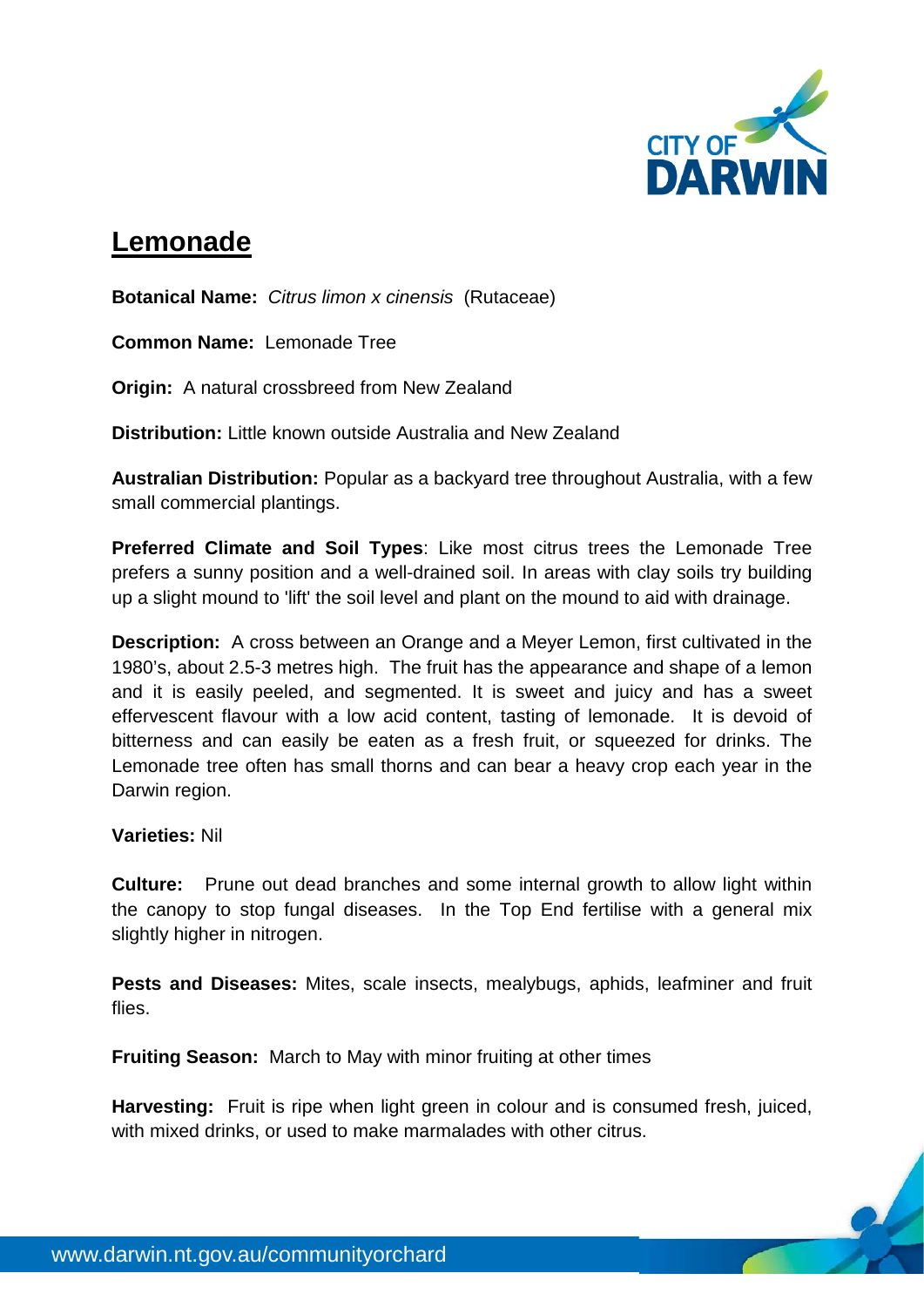# Lemonade

**Botanical Name:** *Citrus limon x cinensis* (Rutaceae)

**Common Name:** Lemonade Tree

**Origin:** A natural crossbreed from New Zealand

**Distribution:** Little known outside Australia and New Zealand

**Australian Distribution:** Popular as a backyard tree throughout Australia, with a few small commercial plantings.

**Preferred Climate and Soil Types**: Like most citrus trees the Lemonade Tree prefers a sunny position and a well-drained soil. In areas with clay soils try building up a slight mound to 'lift' the soil level and plant on the mound to aid with drainage.

**Description:** A cross between an Orange and a Meyer Lemon, first cultivated in the 1980's, about 2.5-3 metres high. The fruit has the appearance and shape of a lemon and it is easily peeled, and segmented. It is sweet and juicy and has a sweet effervescent flavour with a low acid content, tasting of lemonade. It is devoid of bitterness and can easily be eaten as a fresh fruit, or squeezed for drinks. The Lemonade tree often has small thorns and can bear a heavy crop each year in the Darwin region.

**Varieties:** Nil

**Culture:** Prune out dead branches and some internal growth to allow light within the canopy to stop fungal diseases. In the Top End fertilise with a general mix slightly higher in nitrogen.

**Pests and Diseases:** Mites, scale insects, mealybugs, aphids, leafminer and fruit flies.

**Fruiting Season:** March to May with minor fruiting at other times

**Harvesting:** Fruit is ripe when light green in colour and is consumed fresh, juiced, with mixed drinks, or used to make marmalades with other citrus.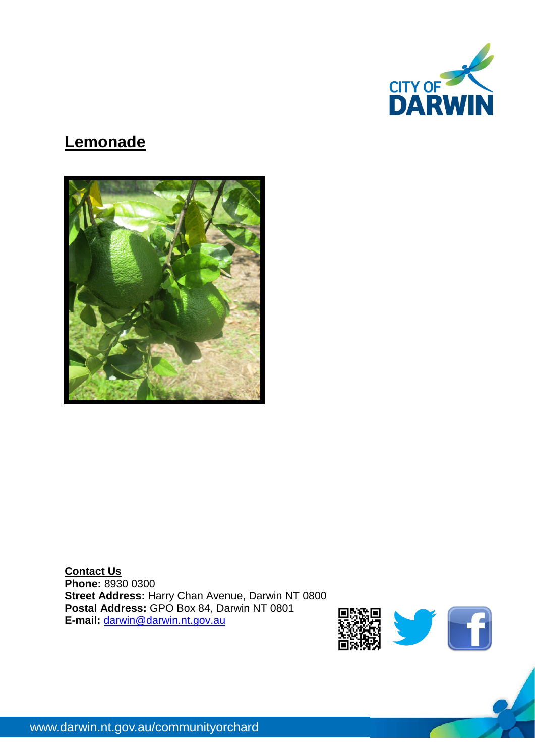## Lemonade

**Contact Us**
**Phone:** 8930 0300
**Street Address:** Harry Chan Avenue, Darwin NT 0800
**Postal Address:** GPO Box 84, Darwin NT 0801
**E-mail:** darwin@darwin.nt.gov.au

www.darwin.nt.gov.au/communityorchard